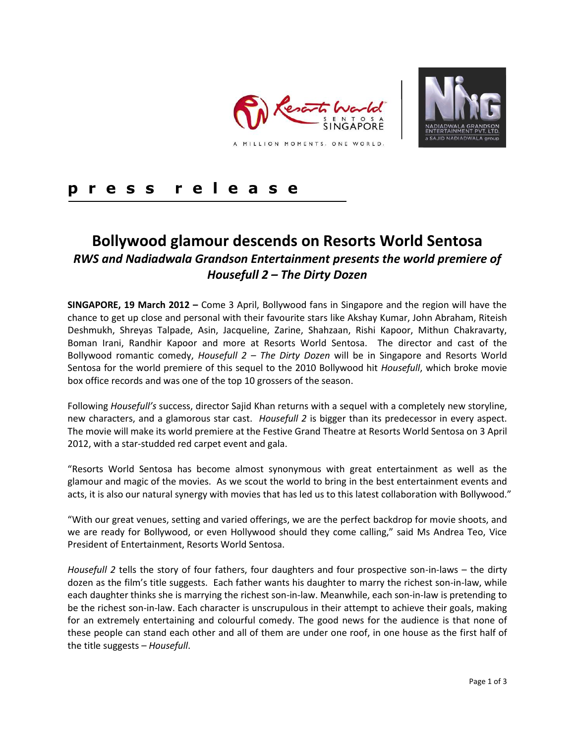**p r e s s   r e l e a s e**

# Bollywood glamour descends on Resorts World Sentosa

## *RWS and Nadiadwala Grandson Entertainment presents the world premiere of Housefull 2 – The Dirty Dozen*

**SINGAPORE, 19 March 2012 –** Come 3 April, Bollywood fans in Singapore and the region will have the chance to get up close and personal with their favourite stars like Akshay Kumar, John Abraham, Riteish Deshmukh, Shreyas Talpade, Asin, Jacqueline, Zarine, Shahzaan, Rishi Kapoor, Mithun Chakravarty, Boman Irani, Randhir Kapoor and more at Resorts World Sentosa. The director and cast of the Bollywood romantic comedy, *Housefull 2 – The Dirty Dozen* will be in Singapore and Resorts World Sentosa for the world premiere of this sequel to the 2010 Bollywood hit *Housefull*, which broke movie box office records and was one of the top 10 grossers of the season.

Following *Housefull's* success, director Sajid Khan returns with a sequel with a completely new storyline, new characters, and a glamorous star cast. *Housefull 2* is bigger than its predecessor in every aspect. The movie will make its world premiere at the Festive Grand Theatre at Resorts World Sentosa on 3 April 2012, with a star-studded red carpet event and gala.

"Resorts World Sentosa has become almost synonymous with great entertainment as well as the glamour and magic of the movies. As we scout the world to bring in the best entertainment events and acts, it is also our natural synergy with movies that has led us to this latest collaboration with Bollywood."

"With our great venues, setting and varied offerings, we are the perfect backdrop for movie shoots, and we are ready for Bollywood, or even Hollywood should they come calling," said Ms Andrea Teo, Vice President of Entertainment, Resorts World Sentosa.

*Housefull 2* tells the story of four fathers, four daughters and four prospective son-in-laws – the dirty dozen as the film's title suggests. Each father wants his daughter to marry the richest son-in-law, while each daughter thinks she is marrying the richest son-in-law. Meanwhile, each son-in-law is pretending to be the richest son-in-law. Each character is unscrupulous in their attempt to achieve their goals, making for an extremely entertaining and colourful comedy. The good news for the audience is that none of these people can stand each other and all of them are under one roof, in one house as the first half of the title suggests – *Housefull*.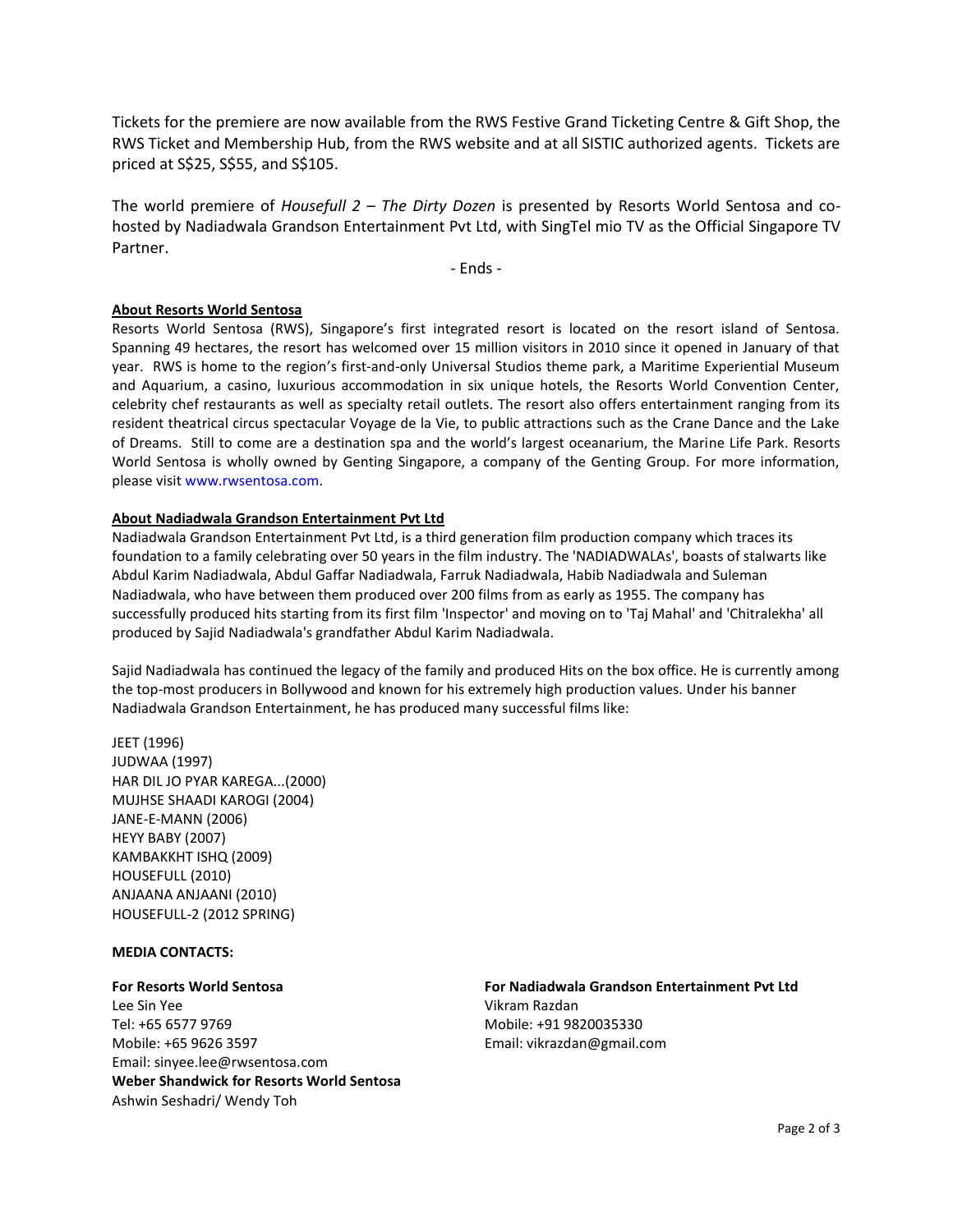Tickets for the premiere are now available from the RWS Festive Grand Ticketing Centre & Gift Shop, the RWS Ticket and Membership Hub, from the RWS website and at all SISTIC authorized agents. Tickets are priced at S$25, S$55, and S$105.

The world premiere of *Housefull 2 – The Dirty Dozen* is presented by Resorts World Sentosa and co-hosted by Nadiadwala Grandson Entertainment Pvt Ltd, with SingTel mio TV as the Official Singapore TV Partner.

- Ends -

**About Resorts World Sentosa**

Resorts World Sentosa (RWS), Singapore's first integrated resort is located on the resort island of Sentosa. Spanning 49 hectares, the resort has welcomed over 15 million visitors in 2010 since it opened in January of that year. RWS is home to the region's first-and-only Universal Studios theme park, a Maritime Experiential Museum and Aquarium, a casino, luxurious accommodation in six unique hotels, the Resorts World Convention Center, celebrity chef restaurants as well as specialty retail outlets. The resort also offers entertainment ranging from its resident theatrical circus spectacular Voyage de la Vie, to public attractions such as the Crane Dance and the Lake of Dreams. Still to come are a destination spa and the world's largest oceanarium, the Marine Life Park. Resorts World Sentosa is wholly owned by Genting Singapore, a company of the Genting Group. For more information, please visit www.rwsentosa.com.

**About Nadiadwala Grandson Entertainment Pvt Ltd**

Nadiadwala Grandson Entertainment Pvt Ltd, is a third generation film production company which traces its foundation to a family celebrating over 50 years in the film industry. The 'NADIADWALAs', boasts of stalwarts like Abdul Karim Nadiadwala, Abdul Gaffar Nadiadwala, Farruk Nadiadwala, Habib Nadiadwala and Suleman Nadiadwala, who have between them produced over 200 films from as early as 1955. The company has successfully produced hits starting from its first film 'Inspector' and moving on to 'Taj Mahal' and 'Chitralekha' all produced by Sajid Nadiadwala's grandfather Abdul Karim Nadiadwala.

Sajid Nadiadwala has continued the legacy of the family and produced Hits on the box office. He is currently among the top-most producers in Bollywood and known for his extremely high production values. Under his banner Nadiadwala Grandson Entertainment, he has produced many successful films like:

JEET (1996)
JUDWAA (1997)
HAR DIL JO PYAR KAREGA...(2000)
MUJHSE SHAADI KAROGI (2004)
JANE-E-MANN (2006)
HEYY BABY (2007)
KAMBAKKHT ISHQ (2009)
HOUSEFULL (2010)
ANJAANA ANJAANI (2010)
HOUSEFULL-2 (2012 SPRING)

**MEDIA CONTACTS:**

**For Resorts World Sentosa**
Lee Sin Yee
Tel: +65 6577 9769
Mobile: +65 9626 3597
Email: sinyee.lee@rwsentosa.com
**Weber Shandwick for Resorts World Sentosa**
Ashwin Seshadri/ Wendy Toh

**For Nadiadwala Grandson Entertainment Pvt Ltd**
Vikram Razdan
Mobile: +91 9820035330
Email: vikrazdan@gmail.com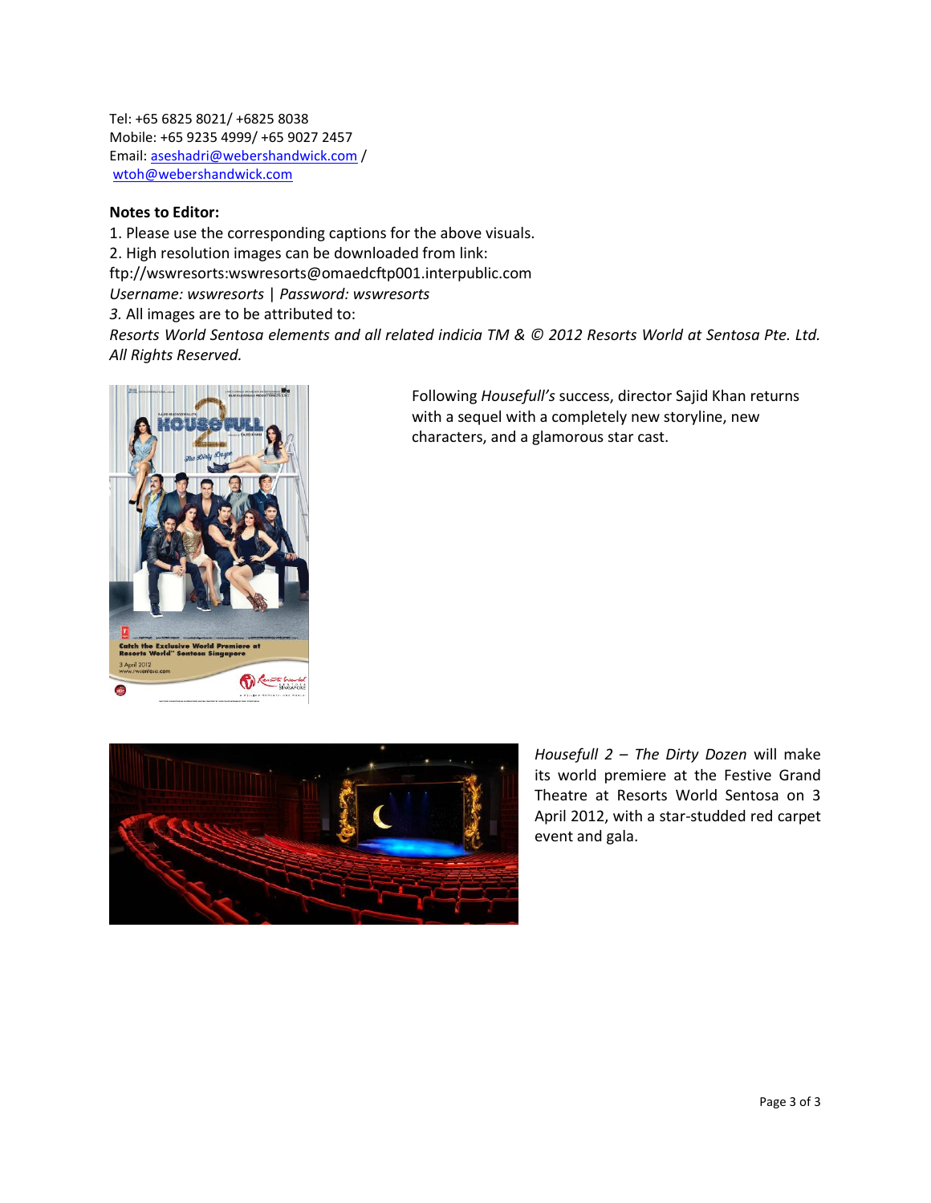Tel: +65 6825 8021/ +6825 8038
Mobile: +65 9235 4999/ +65 9027 2457
Email: aseshadri@webershandwick.com / wtoh@webershandwick.com

**Notes to Editor:**

1. Please use the corresponding captions for the above visuals.
2. High resolution images can be downloaded from link:
ftp://wswresorts:wswresorts@omaedcftp001.interpublic.com
*Username: wswresorts | Password: wswresorts*
3. All images are to be attributed to:
*Resorts World Sentosa elements and all related indicia TM & © 2012 Resorts World at Sentosa Pte. Ltd. All Rights Reserved.*

Following *Housefull's* success, director Sajid Khan returns with a sequel with a completely new storyline, new characters, and a glamorous star cast.

*Housefull 2 – The Dirty Dozen* will make its world premiere at the Festive Grand Theatre at Resorts World Sentosa on 3 April 2012, with a star-studded red carpet event and gala.